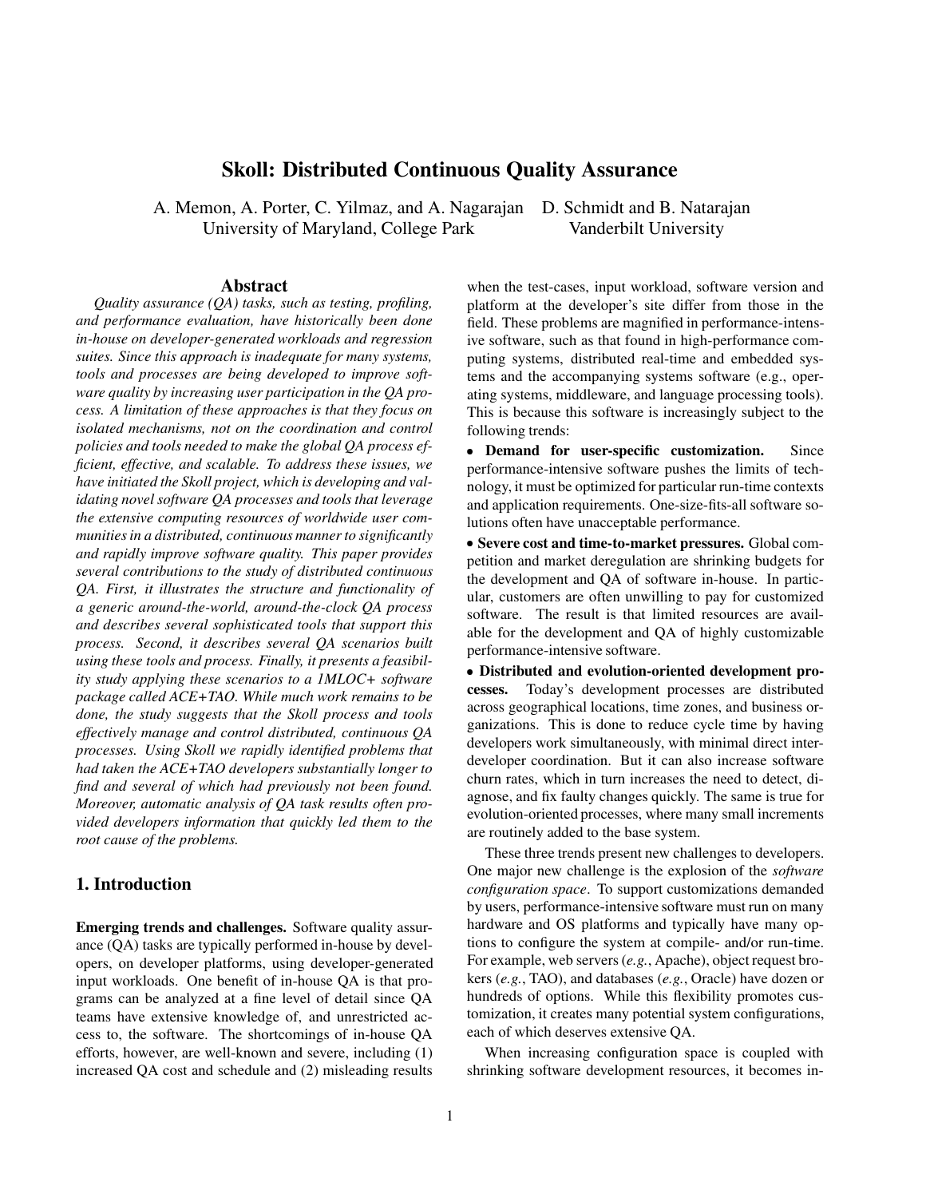# Skoll: Distributed Continuous Quality Assurance

A. Memon, A. Porter, C. Yilmaz, and A. Nagarajan
University of Maryland, College Park

D. Schmidt and B. Natarajan
Vanderbilt University

## Abstract

*Quality assurance (QA) tasks, such as testing, profiling, and performance evaluation, have historically been done in-house on developer-generated workloads and regression suites. Since this approach is inadequate for many systems, tools and processes are being developed to improve software quality by increasing user participation in the QA process. A limitation of these approaches is that they focus on isolated mechanisms, not on the coordination and control policies and tools needed to make the global QA process efficient, effective, and scalable. To address these issues, we have initiated the Skoll project, which is developing and validating novel software QA processes and tools that leverage the extensive computing resources of worldwide user communities in a distributed, continuous manner to significantly and rapidly improve software quality. This paper provides several contributions to the study of distributed continuous QA. First, it illustrates the structure and functionality of a generic around-the-world, around-the-clock QA process and describes several sophisticated tools that support this process. Second, it describes several QA scenarios built using these tools and process. Finally, it presents a feasibility study applying these scenarios to a 1MLOC+ software package called ACE+TAO. While much work remains to be done, the study suggests that the Skoll process and tools effectively manage and control distributed, continuous QA processes. Using Skoll we rapidly identified problems that had taken the ACE+TAO developers substantially longer to find and several of which had previously not been found. Moreover, automatic analysis of QA task results often provided developers information that quickly led them to the root cause of the problems.*

## 1. Introduction

**Emerging trends and challenges.** Software quality assurance (QA) tasks are typically performed in-house by developers, on developer platforms, using developer-generated input workloads. One benefit of in-house QA is that programs can be analyzed at a fine level of detail since QA teams have extensive knowledge of, and unrestricted access to, the software. The shortcomings of in-house QA efforts, however, are well-known and severe, including (1) increased QA cost and schedule and (2) misleading results when the test-cases, input workload, software version and platform at the developer's site differ from those in the field. These problems are magnified in performance-intensive software, such as that found in high-performance computing systems, distributed real-time and embedded systems and the accompanying systems software (e.g., operating systems, middleware, and language processing tools). This is because this software is increasingly subject to the following trends:

- **Demand for user-specific customization.** Since performance-intensive software pushes the limits of technology, it must be optimized for particular run-time contexts and application requirements. One-size-fits-all software solutions often have unacceptable performance.
- **Severe cost and time-to-market pressures.** Global competition and market deregulation are shrinking budgets for the development and QA of software in-house. In particular, customers are often unwilling to pay for customized software. The result is that limited resources are available for the development and QA of highly customizable performance-intensive software.
- **Distributed and evolution-oriented development processes.** Today's development processes are distributed across geographical locations, time zones, and business organizations. This is done to reduce cycle time by having developers work simultaneously, with minimal direct inter-developer coordination. But it can also increase software churn rates, which in turn increases the need to detect, diagnose, and fix faulty changes quickly. The same is true for evolution-oriented processes, where many small increments are routinely added to the base system.

These three trends present new challenges to developers. One major new challenge is the explosion of the *software configuration space*. To support customizations demanded by users, performance-intensive software must run on many hardware and OS platforms and typically have many options to configure the system at compile- and/or run-time. For example, web servers (*e.g.*, Apache), object request brokers (*e.g.*, TAO), and databases (*e.g.*, Oracle) have dozen or hundreds of options. While this flexibility promotes customization, it creates many potential system configurations, each of which deserves extensive QA.

When increasing configuration space is coupled with shrinking software development resources, it becomes in-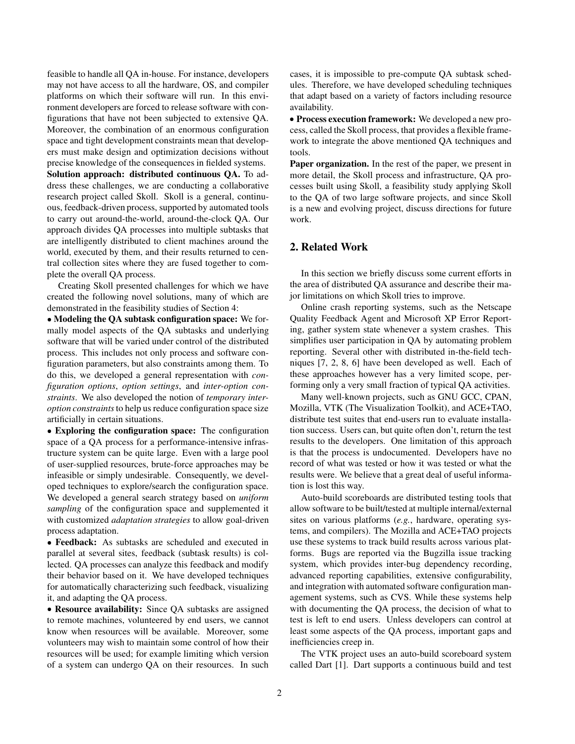feasible to handle all QA in-house. For instance, developers may not have access to all the hardware, OS, and compiler platforms on which their software will run. In this environment developers are forced to release software with configurations that have not been subjected to extensive QA. Moreover, the combination of an enormous configuration space and tight development constraints mean that developers must make design and optimization decisions without precise knowledge of the consequences in fielded systems.

**Solution approach: distributed continuous QA.** To address these challenges, we are conducting a collaborative research project called Skoll. Skoll is a general, continuous, feedback-driven process, supported by automated tools to carry out around-the-world, around-the-clock QA. Our approach divides QA processes into multiple subtasks that are intelligently distributed to client machines around the world, executed by them, and their results returned to central collection sites where they are fused together to complete the overall QA process.

Creating Skoll presented challenges for which we have created the following novel solutions, many of which are demonstrated in the feasibility studies of Section 4:

- **Modeling the QA subtask configuration space:** We formally model aspects of the QA subtasks and underlying software that will be varied under control of the distributed process. This includes not only process and software configuration parameters, but also constraints among them. To do this, we developed a general representation with *configuration options*, *option settings*, and *inter-option constraints*. We also developed the notion of *temporary inter-option constraints* to help us reduce configuration space size artificially in certain situations.
- **Exploring the configuration space:** The configuration space of a QA process for a performance-intensive infrastructure system can be quite large. Even with a large pool of user-supplied resources, brute-force approaches may be infeasible or simply undesirable. Consequently, we developed techniques to explore/search the configuration space. We developed a general search strategy based on *uniform sampling* of the configuration space and supplemented it with customized *adaptation strategies* to allow goal-driven process adaptation.
- **Feedback:** As subtasks are scheduled and executed in parallel at several sites, feedback (subtask results) is collected. QA processes can analyze this feedback and modify their behavior based on it. We have developed techniques for automatically characterizing such feedback, visualizing it, and adapting the QA process.
- **Resource availability:** Since QA subtasks are assigned to remote machines, volunteered by end users, we cannot know when resources will be available. Moreover, some volunteers may wish to maintain some control of how their resources will be used; for example limiting which version of a system can undergo QA on their resources. In such cases, it is impossible to pre-compute QA subtask schedules. Therefore, we have developed scheduling techniques that adapt based on a variety of factors including resource availability.
- **Process execution framework:** We developed a new process, called the Skoll process, that provides a flexible framework to integrate the above mentioned QA techniques and tools.

**Paper organization.** In the rest of the paper, we present in more detail, the Skoll process and infrastructure, QA processes built using Skoll, a feasibility study applying Skoll to the QA of two large software projects, and since Skoll is a new and evolving project, discuss directions for future work.

## 2. Related Work

In this section we briefly discuss some current efforts in the area of distributed QA assurance and describe their major limitations on which Skoll tries to improve.

Online crash reporting systems, such as the Netscape Quality Feedback Agent and Microsoft XP Error Reporting, gather system state whenever a system crashes. This simplifies user participation in QA by automating problem reporting. Several other with distributed in-the-field techniques [7, 2, 8, 6] have been developed as well. Each of these approaches however has a very limited scope, performing only a very small fraction of typical QA activities.

Many well-known projects, such as GNU GCC, CPAN, Mozilla, VTK (The Visualization Toolkit), and ACE+TAO, distribute test suites that end-users run to evaluate installation success. Users can, but quite often don't, return the test results to the developers. One limitation of this approach is that the process is undocumented. Developers have no record of what was tested or how it was tested or what the results were. We believe that a great deal of useful information is lost this way.

Auto-build scoreboards are distributed testing tools that allow software to be built/tested at multiple internal/external sites on various platforms (*e.g.*, hardware, operating systems, and compilers). The Mozilla and ACE+TAO projects use these systems to track build results across various platforms. Bugs are reported via the Bugzilla issue tracking system, which provides inter-bug dependency recording, advanced reporting capabilities, extensive configurability, and integration with automated software configuration management systems, such as CVS. While these systems help with documenting the QA process, the decision of what to test is left to end users. Unless developers can control at least some aspects of the QA process, important gaps and inefficiencies creep in.

The VTK project uses an auto-build scoreboard system called Dart [1]. Dart supports a continuous build and test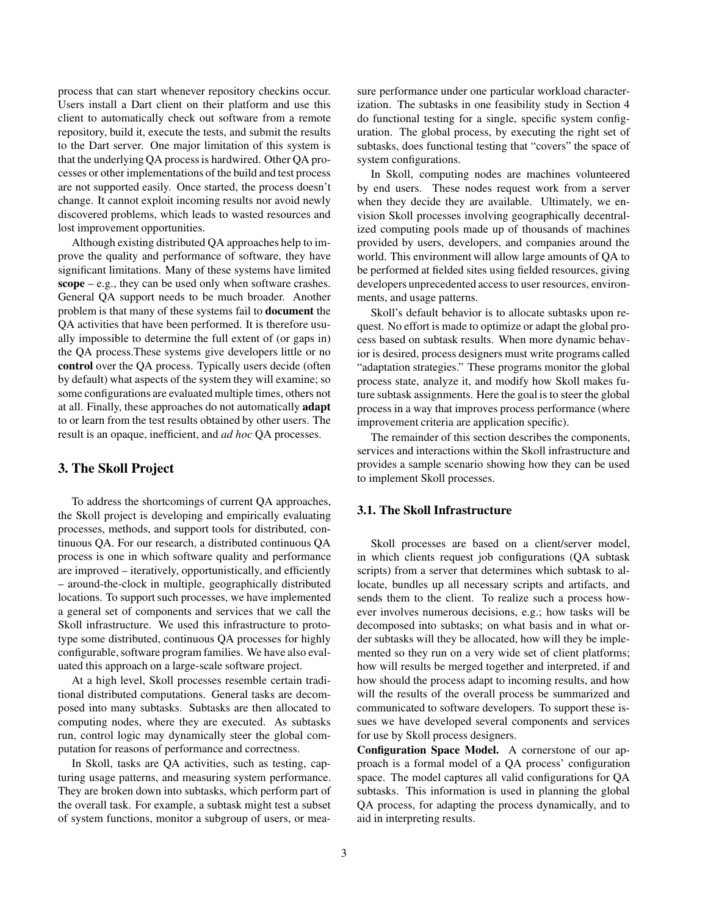process that can start whenever repository checkins occur. Users install a Dart client on their platform and use this client to automatically check out software from a remote repository, build it, execute the tests, and submit the results to the Dart server. One major limitation of this system is that the underlying QA process is hardwired. Other QA processes or other implementations of the build and test process are not supported easily. Once started, the process doesn't change. It cannot exploit incoming results nor avoid newly discovered problems, which leads to wasted resources and lost improvement opportunities.

Although existing distributed QA approaches help to improve the quality and performance of software, they have significant limitations. Many of these systems have limited **scope** – e.g., they can be used only when software crashes. General QA support needs to be much broader. Another problem is that many of these systems fail to **document** the QA activities that have been performed. It is therefore usually impossible to determine the full extent of (or gaps in) the QA process.These systems give developers little or no **control** over the QA process. Typically users decide (often by default) what aspects of the system they will examine; so some configurations are evaluated multiple times, others not at all. Finally, these approaches do not automatically **adapt** to or learn from the test results obtained by other users. The result is an opaque, inefficient, and *ad hoc* QA processes.

## 3. The Skoll Project

To address the shortcomings of current QA approaches, the Skoll project is developing and empirically evaluating processes, methods, and support tools for distributed, continuous QA. For our research, a distributed continuous QA process is one in which software quality and performance are improved – iteratively, opportunistically, and efficiently – around-the-clock in multiple, geographically distributed locations. To support such processes, we have implemented a general set of components and services that we call the Skoll infrastructure. We used this infrastructure to prototype some distributed, continuous QA processes for highly configurable, software program families. We have also evaluated this approach on a large-scale software project.

At a high level, Skoll processes resemble certain traditional distributed computations. General tasks are decomposed into many subtasks. Subtasks are then allocated to computing nodes, where they are executed. As subtasks run, control logic may dynamically steer the global computation for reasons of performance and correctness.

In Skoll, tasks are QA activities, such as testing, capturing usage patterns, and measuring system performance. They are broken down into subtasks, which perform part of the overall task. For example, a subtask might test a subset of system functions, monitor a subgroup of users, or measure performance under one particular workload characterization. The subtasks in one feasibility study in Section 4 do functional testing for a single, specific system configuration. The global process, by executing the right set of subtasks, does functional testing that "covers" the space of system configurations.

In Skoll, computing nodes are machines volunteered by end users. These nodes request work from a server when they decide they are available. Ultimately, we envision Skoll processes involving geographically decentralized computing pools made up of thousands of machines provided by users, developers, and companies around the world. This environment will allow large amounts of QA to be performed at fielded sites using fielded resources, giving developers unprecedented access to user resources, environments, and usage patterns.

Skoll's default behavior is to allocate subtasks upon request. No effort is made to optimize or adapt the global process based on subtask results. When more dynamic behavior is desired, process designers must write programs called "adaptation strategies." These programs monitor the global process state, analyze it, and modify how Skoll makes future subtask assignments. Here the goal is to steer the global process in a way that improves process performance (where improvement criteria are application specific).

The remainder of this section describes the components, services and interactions within the Skoll infrastructure and provides a sample scenario showing how they can be used to implement Skoll processes.

### 3.1. The Skoll Infrastructure

Skoll processes are based on a client/server model, in which clients request job configurations (QA subtask scripts) from a server that determines which subtask to allocate, bundles up all necessary scripts and artifacts, and sends them to the client. To realize such a process however involves numerous decisions, e.g.; how tasks will be decomposed into subtasks; on what basis and in what order subtasks will they be allocated, how will they be implemented so they run on a very wide set of client platforms; how will results be merged together and interpreted, if and how should the process adapt to incoming results, and how will the results of the overall process be summarized and communicated to software developers. To support these issues we have developed several components and services for use by Skoll process designers.

**Configuration Space Model.** A cornerstone of our approach is a formal model of a QA process' configuration space. The model captures all valid configurations for QA subtasks. This information is used in planning the global QA process, for adapting the process dynamically, and to aid in interpreting results.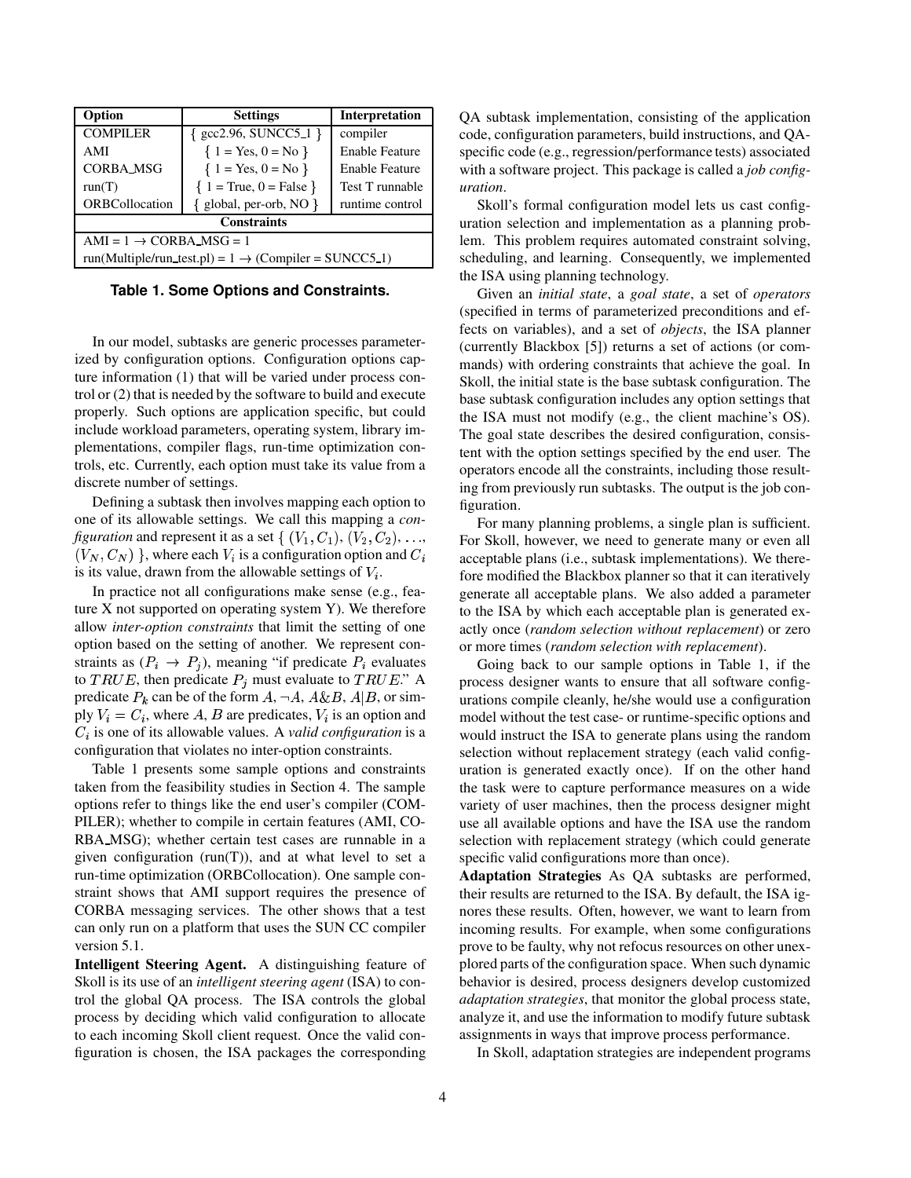| Option | Settings | Interpretation |
|---|---|---|
| COMPILER | { gcc2.96, SUNCC5_1 } | compiler |
| AMI | { 1 = Yes, 0 = No } | Enable Feature |
| CORBA_MSG | { 1 = Yes, 0 = No } | Enable Feature |
| run(T) | { 1 = True, 0 = False } | Test T runnable |
| ORBCollocation | { global, per-orb, NO } | runtime control |
| **Constraints** | | |
| AMI = 1 → CORBA_MSG = 1 | | |
| run(Multiple/run_test.pl) = 1 → (Compiler = SUNCC5_1) | | |

**Table 1. Some Options and Constraints.**

In our model, subtasks are generic processes parameterized by configuration options. Configuration options capture information (1) that will be varied under process control or (2) that is needed by the software to build and execute properly. Such options are application specific, but could include workload parameters, operating system, library implementations, compiler flags, run-time optimization controls, etc. Currently, each option must take its value from a discrete number of settings.

Defining a subtask then involves mapping each option to one of its allowable settings. We call this mapping a *configuration* and represent it as a set $\{ (V_1, C_1), (V_2, C_2), \ldots, (V_N, C_N) \}$, where each $V_i$ is a configuration option and $C_i$ is its value, drawn from the allowable settings of $V_i$.

In practice not all configurations make sense (e.g., feature X not supported on operating system Y). We therefore allow *inter-option constraints* that limit the setting of one option based on the setting of another. We represent constraints as $(P_i \rightarrow P_j)$, meaning "if predicate $P_i$ evaluates to $TRUE$, then predicate $P_j$ must evaluate to $TRUE$." A predicate $P_k$ can be of the form $A$, $\neg A$, $A \& B$, $A|B$, or simply $V_i = C_i$, where $A, B$ are predicates, $V_i$ is an option and $C_i$ is one of its allowable values. A *valid configuration* is a configuration that violates no inter-option constraints.

Table 1 presents some sample options and constraints taken from the feasibility studies in Section 4. The sample options refer to things like the end user's compiler (COMPILER); whether to compile in certain features (AMI, CORBA_MSG); whether certain test cases are runnable in a given configuration (run(T)), and at what level to set a run-time optimization (ORBCollocation). One sample constraint shows that AMI support requires the presence of CORBA messaging services. The other shows that a test can only run on a platform that uses the SUN CC compiler version 5.1.

**Intelligent Steering Agent.** A distinguishing feature of Skoll is its use of an *intelligent steering agent* (ISA) to control the global QA process. The ISA controls the global process by deciding which valid configuration to allocate to each incoming Skoll client request. Once the valid configuration is chosen, the ISA packages the corresponding QA subtask implementation, consisting of the application code, configuration parameters, build instructions, and QA-specific code (e.g., regression/performance tests) associated with a software project. This package is called a *job configuration*.

Skoll's formal configuration model lets us cast configuration selection and implementation as a planning problem. This problem requires automated constraint solving, scheduling, and learning. Consequently, we implemented the ISA using planning technology.

Given an *initial state*, a *goal state*, a set of *operators* (specified in terms of parameterized preconditions and effects on variables), and a set of *objects*, the ISA planner (currently Blackbox [5]) returns a set of actions (or commands) with ordering constraints that achieve the goal. In Skoll, the initial state is the base subtask configuration. The base subtask configuration includes any option settings that the ISA must not modify (e.g., the client machine's OS). The goal state describes the desired configuration, consistent with the option settings specified by the end user. The operators encode all the constraints, including those resulting from previously run subtasks. The output is the job configuration.

For many planning problems, a single plan is sufficient. For Skoll, however, we need to generate many or even all acceptable plans (i.e., subtask implementations). We therefore modified the Blackbox planner so that it can iteratively generate all acceptable plans. We also added a parameter to the ISA by which each acceptable plan is generated exactly once (*random selection without replacement*) or zero or more times (*random selection with replacement*).

Going back to our sample options in Table 1, if the process designer wants to ensure that all software configurations compile cleanly, he/she would use a configuration model without the test case- or runtime-specific options and would instruct the ISA to generate plans using the random selection without replacement strategy (each valid configuration is generated exactly once). If on the other hand the task were to capture performance measures on a wide variety of user machines, then the process designer might use all available options and have the ISA use the random selection with replacement strategy (which could generate specific valid configurations more than once).

**Adaptation Strategies** As QA subtasks are performed, their results are returned to the ISA. By default, the ISA ignores these results. Often, however, we want to learn from incoming results. For example, when some configurations prove to be faulty, why not refocus resources on other unexplored parts of the configuration space. When such dynamic behavior is desired, process designers develop customized *adaptation strategies*, that monitor the global process state, analyze it, and use the information to modify future subtask assignments in ways that improve process performance.

In Skoll, adaptation strategies are independent programs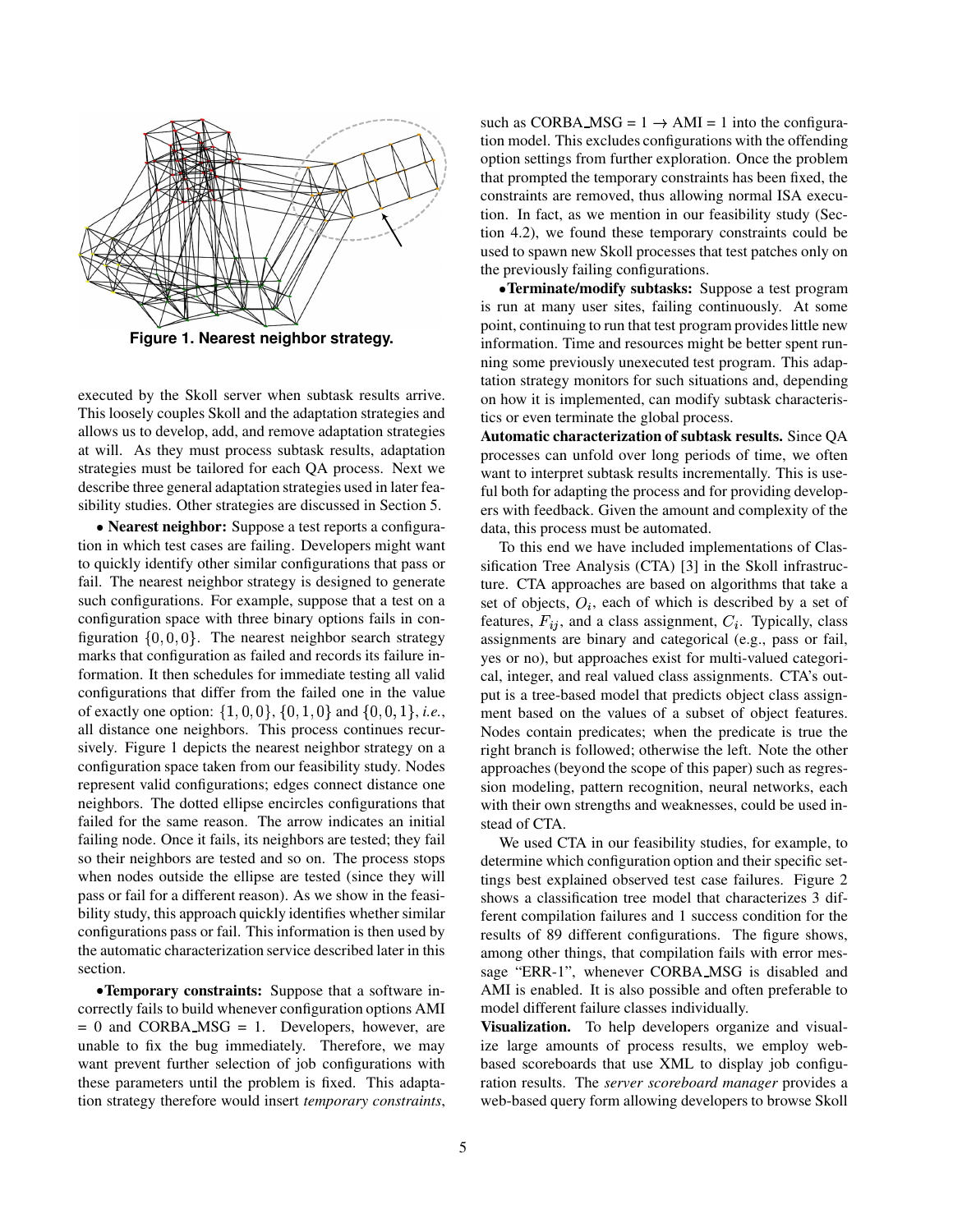**Figure 1. Nearest neighbor strategy.**

executed by the Skoll server when subtask results arrive. This loosely couples Skoll and the adaptation strategies and allows us to develop, add, and remove adaptation strategies at will. As they must process subtask results, adaptation strategies must be tailored for each QA process. Next we describe three general adaptation strategies used in later feasibility studies. Other strategies are discussed in Section 5.

• **Nearest neighbor:** Suppose a test reports a configuration in which test cases are failing. Developers might want to quickly identify other similar configurations that pass or fail. The nearest neighbor strategy is designed to generate such configurations. For example, suppose that a test on a configuration space with three binary options fails in configuration $\{0, 0, 0\}$. The nearest neighbor search strategy marks that configuration as failed and records its failure information. It then schedules for immediate testing all valid configurations that differ from the failed one in the value of exactly one option: $\{1, 0, 0\}$, $\{0, 1, 0\}$ and $\{0, 0, 1\}$, *i.e.*, all distance one neighbors. This process continues recursively. Figure 1 depicts the nearest neighbor strategy on a configuration space taken from our feasibility study. Nodes represent valid configurations; edges connect distance one neighbors. The dotted ellipse encircles configurations that failed for the same reason. The arrow indicates an initial failing node. Once it fails, its neighbors are tested; they fail so their neighbors are tested and so on. The process stops when nodes outside the ellipse are tested (since they will pass or fail for a different reason). As we show in the feasibility study, this approach quickly identifies whether similar configurations pass or fail. This information is then used by the automatic characterization service described later in this section.

•**Temporary constraints:** Suppose that a software incorrectly fails to build whenever configuration options AMI = 0 and CORBA_MSG = 1. Developers, however, are unable to fix the bug immediately. Therefore, we may want prevent further selection of job configurations with these parameters until the problem is fixed. This adaptation strategy therefore would insert *temporary constraints*, such as CORBA_MSG = 1 $\rightarrow$ AMI = 1 into the configuration model. This excludes configurations with the offending option settings from further exploration. Once the problem that prompted the temporary constraints has been fixed, the constraints are removed, thus allowing normal ISA execution. In fact, as we mention in our feasibility study (Section 4.2), we found these temporary constraints could be used to spawn new Skoll processes that test patches only on the previously failing configurations.

•**Terminate/modify subtasks:** Suppose a test program is run at many user sites, failing continuously. At some point, continuing to run that test program provides little new information. Time and resources might be better spent running some previously unexecuted test program. This adaptation strategy monitors for such situations and, depending on how it is implemented, can modify subtask characteristics or even terminate the global process.

**Automatic characterization of subtask results.** Since QA processes can unfold over long periods of time, we often want to interpret subtask results incrementally. This is useful both for adapting the process and for providing developers with feedback. Given the amount and complexity of the data, this process must be automated.

To this end we have included implementations of Classification Tree Analysis (CTA) [3] in the Skoll infrastructure. CTA approaches are based on algorithms that take a set of objects, $O_i$, each of which is described by a set of features, $F_{ij}$, and a class assignment, $C_i$. Typically, class assignments are binary and categorical (e.g., pass or fail, yes or no), but approaches exist for multi-valued categorical, integer, and real valued class assignments. CTA's output is a tree-based model that predicts object class assignment based on the values of a subset of object features. Nodes contain predicates; when the predicate is true the right branch is followed; otherwise the left. Note the other approaches (beyond the scope of this paper) such as regression modeling, pattern recognition, neural networks, each with their own strengths and weaknesses, could be used instead of CTA.

We used CTA in our feasibility studies, for example, to determine which configuration option and their specific settings best explained observed test case failures. Figure 2 shows a classification tree model that characterizes 3 different compilation failures and 1 success condition for the results of 89 different configurations. The figure shows, among other things, that compilation fails with error message "ERR-1", whenever CORBA_MSG is disabled and AMI is enabled. It is also possible and often preferable to model different failure classes individually.

**Visualization.** To help developers organize and visualize large amounts of process results, we employ web-based scoreboards that use XML to display job configuration results. The *server scoreboard manager* provides a web-based query form allowing developers to browse Skoll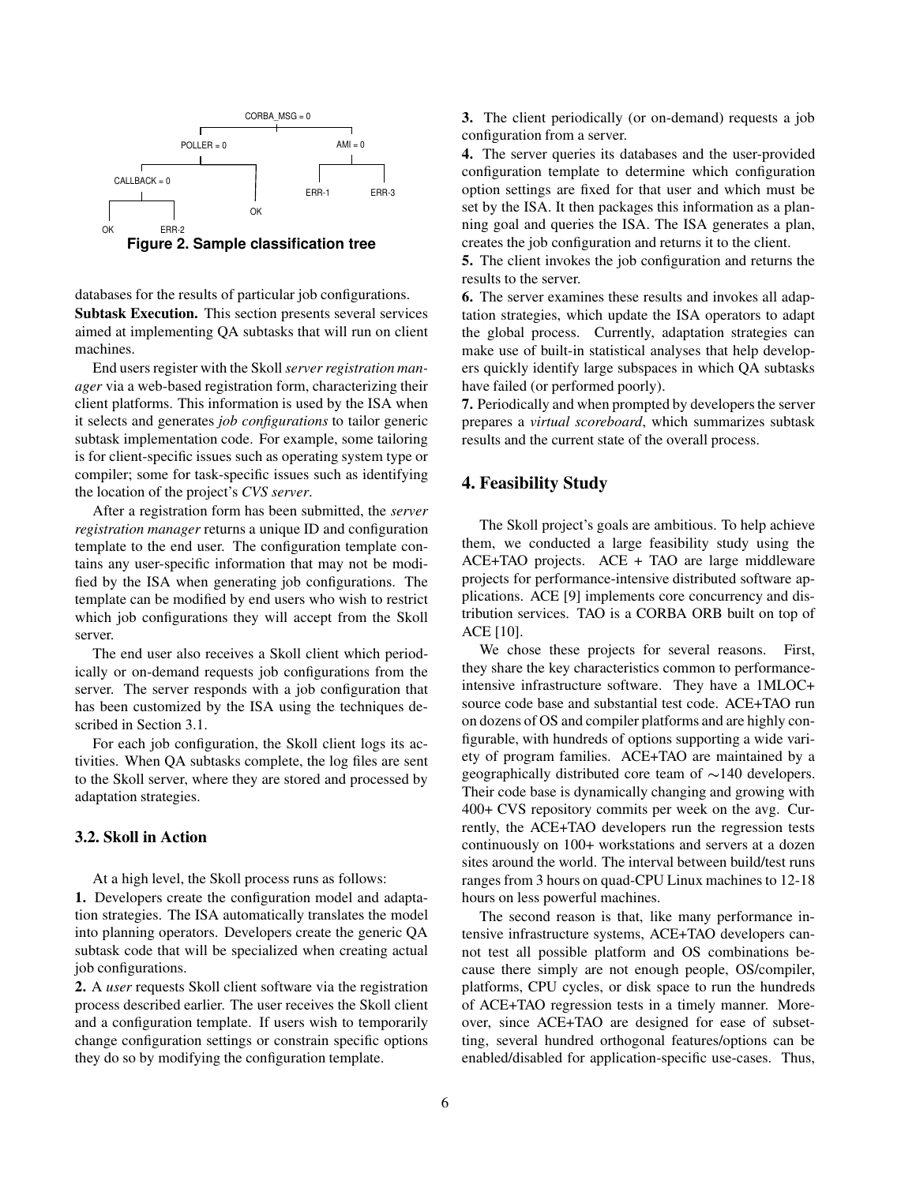**Figure 2. Sample classification tree**

databases for the results of particular job configurations.

**Subtask Execution.** This section presents several services aimed at implementing QA subtasks that will run on client machines.

End users register with the Skoll *server registration manager* via a web-based registration form, characterizing their client platforms. This information is used by the ISA when it selects and generates *job configurations* to tailor generic subtask implementation code. For example, some tailoring is for client-specific issues such as operating system type or compiler; some for task-specific issues such as identifying the location of the project's *CVS server*.

After a registration form has been submitted, the *server registration manager* returns a unique ID and configuration template to the end user. The configuration template contains any user-specific information that may not be modified by the ISA when generating job configurations. The template can be modified by end users who wish to restrict which job configurations they will accept from the Skoll server.

The end user also receives a Skoll client which periodically or on-demand requests job configurations from the server. The server responds with a job configuration that has been customized by the ISA using the techniques described in Section 3.1.

For each job configuration, the Skoll client logs its activities. When QA subtasks complete, the log files are sent to the Skoll server, where they are stored and processed by adaptation strategies.

### 3.2. Skoll in Action

At a high level, the Skoll process runs as follows:

**1.** Developers create the configuration model and adaptation strategies. The ISA automatically translates the model into planning operators. Developers create the generic QA subtask code that will be specialized when creating actual job configurations.

**2.** A *user* requests Skoll client software via the registration process described earlier. The user receives the Skoll client and a configuration template. If users wish to temporarily change configuration settings or constrain specific options they do so by modifying the configuration template.

**3.** The client periodically (or on-demand) requests a job configuration from a server.

**4.** The server queries its databases and the user-provided configuration template to determine which configuration option settings are fixed for that user and which must be set by the ISA. It then packages this information as a planning goal and queries the ISA. The ISA generates a plan, creates the job configuration and returns it to the client.

**5.** The client invokes the job configuration and returns the results to the server.

**6.** The server examines these results and invokes all adaptation strategies, which update the ISA operators to adapt the global process. Currently, adaptation strategies can make use of built-in statistical analyses that help developers quickly identify large subspaces in which QA subtasks have failed (or performed poorly).

**7.** Periodically and when prompted by developers the server prepares a *virtual scoreboard*, which summarizes subtask results and the current state of the overall process.

## 4. Feasibility Study

The Skoll project's goals are ambitious. To help achieve them, we conducted a large feasibility study using the ACE+TAO projects. ACE + TAO are large middleware projects for performance-intensive distributed software applications. ACE [9] implements core concurrency and distribution services. TAO is a CORBA ORB built on top of ACE [10].

We chose these projects for several reasons. First, they share the key characteristics common to performance-intensive infrastructure software. They have a 1MLOC+ source code base and substantial test code. ACE+TAO run on dozens of OS and compiler platforms and are highly configurable, with hundreds of options supporting a wide variety of program families. ACE+TAO are maintained by a geographically distributed core team of $\sim$140 developers. Their code base is dynamically changing and growing with 400+ CVS repository commits per week on the avg. Currently, the ACE+TAO developers run the regression tests continuously on 100+ workstations and servers at a dozen sites around the world. The interval between build/test runs ranges from 3 hours on quad-CPU Linux machines to 12-18 hours on less powerful machines.

The second reason is that, like many performance intensive infrastructure systems, ACE+TAO developers cannot test all possible platform and OS combinations because there simply are not enough people, OS/compiler, platforms, CPU cycles, or disk space to run the hundreds of ACE+TAO regression tests in a timely manner. Moreover, since ACE+TAO are designed for ease of subsetting, several hundred orthogonal features/options can be enabled/disabled for application-specific use-cases. Thus,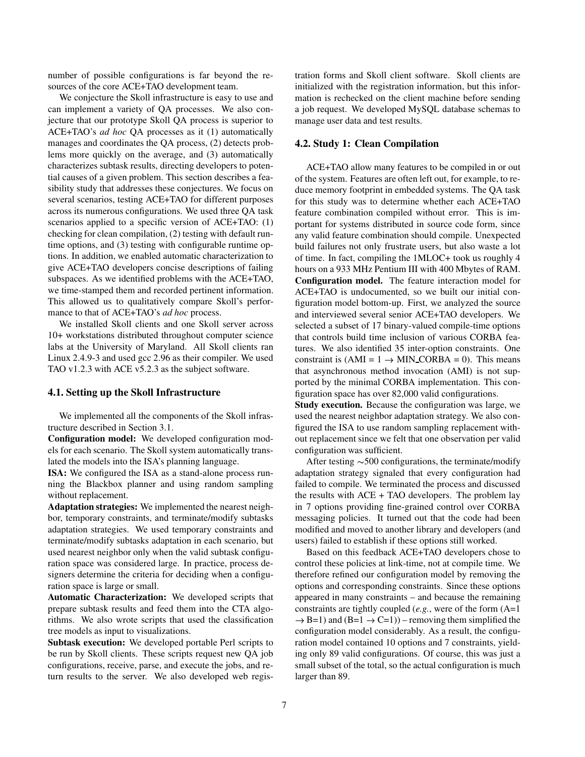number of possible configurations is far beyond the resources of the core ACE+TAO development team.

We conjecture the Skoll infrastructure is easy to use and can implement a variety of QA processes. We also conjecture that our prototype Skoll QA process is superior to ACE+TAO's *ad hoc* QA processes as it (1) automatically manages and coordinates the QA process, (2) detects problems more quickly on the average, and (3) automatically characterizes subtask results, directing developers to potential causes of a given problem. This section describes a feasibility study that addresses these conjectures. We focus on several scenarios, testing ACE+TAO for different purposes across its numerous configurations. We used three QA task scenarios applied to a specific version of ACE+TAO: (1) checking for clean compilation, (2) testing with default runtime options, and (3) testing with configurable runtime options. In addition, we enabled automatic characterization to give ACE+TAO developers concise descriptions of failing subspaces. As we identified problems with the ACE+TAO, we time-stamped them and recorded pertinent information. This allowed us to qualitatively compare Skoll's performance to that of ACE+TAO's *ad hoc* process.

We installed Skoll clients and one Skoll server across 10+ workstations distributed throughout computer science labs at the University of Maryland. All Skoll clients ran Linux 2.4.9-3 and used gcc 2.96 as their compiler. We used TAO v1.2.3 with ACE v5.2.3 as the subject software.

### 4.1. Setting up the Skoll Infrastructure

We implemented all the components of the Skoll infrastructure described in Section 3.1.

**Configuration model:** We developed configuration models for each scenario. The Skoll system automatically translated the models into the ISA's planning language.

**ISA:** We configured the ISA as a stand-alone process running the Blackbox planner and using random sampling without replacement.

**Adaptation strategies:** We implemented the nearest neighbor, temporary constraints, and terminate/modify subtasks adaptation strategies. We used temporary constraints and terminate/modify subtasks adaptation in each scenario, but used nearest neighbor only when the valid subtask configuration space was considered large. In practice, process designers determine the criteria for deciding when a configuration space is large or small.

**Automatic Characterization:** We developed scripts that prepare subtask results and feed them into the CTA algorithms. We also wrote scripts that used the classification tree models as input to visualizations.

**Subtask execution:** We developed portable Perl scripts to be run by Skoll clients. These scripts request new QA job configurations, receive, parse, and execute the jobs, and return results to the server. We also developed web registration forms and Skoll client software. Skoll clients are initialized with the registration information, but this information is rechecked on the client machine before sending a job request. We developed MySQL database schemas to manage user data and test results.

### 4.2. Study 1: Clean Compilation

ACE+TAO allow many features to be compiled in or out of the system. Features are often left out, for example, to reduce memory footprint in embedded systems. The QA task for this study was to determine whether each ACE+TAO feature combination compiled without error. This is important for systems distributed in source code form, since any valid feature combination should compile. Unexpected build failures not only frustrate users, but also waste a lot of time. In fact, compiling the 1MLOC+ took us roughly 4 hours on a 933 MHz Pentium III with 400 Mbytes of RAM.

**Configuration model.** The feature interaction model for ACE+TAO is undocumented, so we built our initial configuration model bottom-up. First, we analyzed the source and interviewed several senior ACE+TAO developers. We selected a subset of 17 binary-valued compile-time options that controls build time inclusion of various CORBA features. We also identified 35 inter-option constraints. One constraint is (AMI = 1 $\rightarrow$ MIN_CORBA = 0). This means that asynchronous method invocation (AMI) is not supported by the minimal CORBA implementation. This configuration space has over 82,000 valid configurations.

**Study execution.** Because the configuration was large, we used the nearest neighbor adaptation strategy. We also configured the ISA to use random sampling replacement without replacement since we felt that one observation per valid configuration was sufficient.

After testing $\sim$500 configurations, the terminate/modify adaptation strategy signaled that every configuration had failed to compile. We terminated the process and discussed the results with ACE + TAO developers. The problem lay in 7 options providing fine-grained control over CORBA messaging policies. It turned out that the code had been modified and moved to another library and developers (and users) failed to establish if these options still worked.

Based on this feedback ACE+TAO developers chose to control these policies at link-time, not at compile time. We therefore refined our configuration model by removing the options and corresponding constraints. Since these options appeared in many constraints – and because the remaining constraints are tightly coupled (*e.g.*, were of the form (A=1 $\rightarrow$ B=1) and (B=1 $\rightarrow$ C=1)) – removing them simplified the configuration model considerably. As a result, the configuration model contained 10 options and 7 constraints, yielding only 89 valid configurations. Of course, this was just a small subset of the total, so the actual configuration is much larger than 89.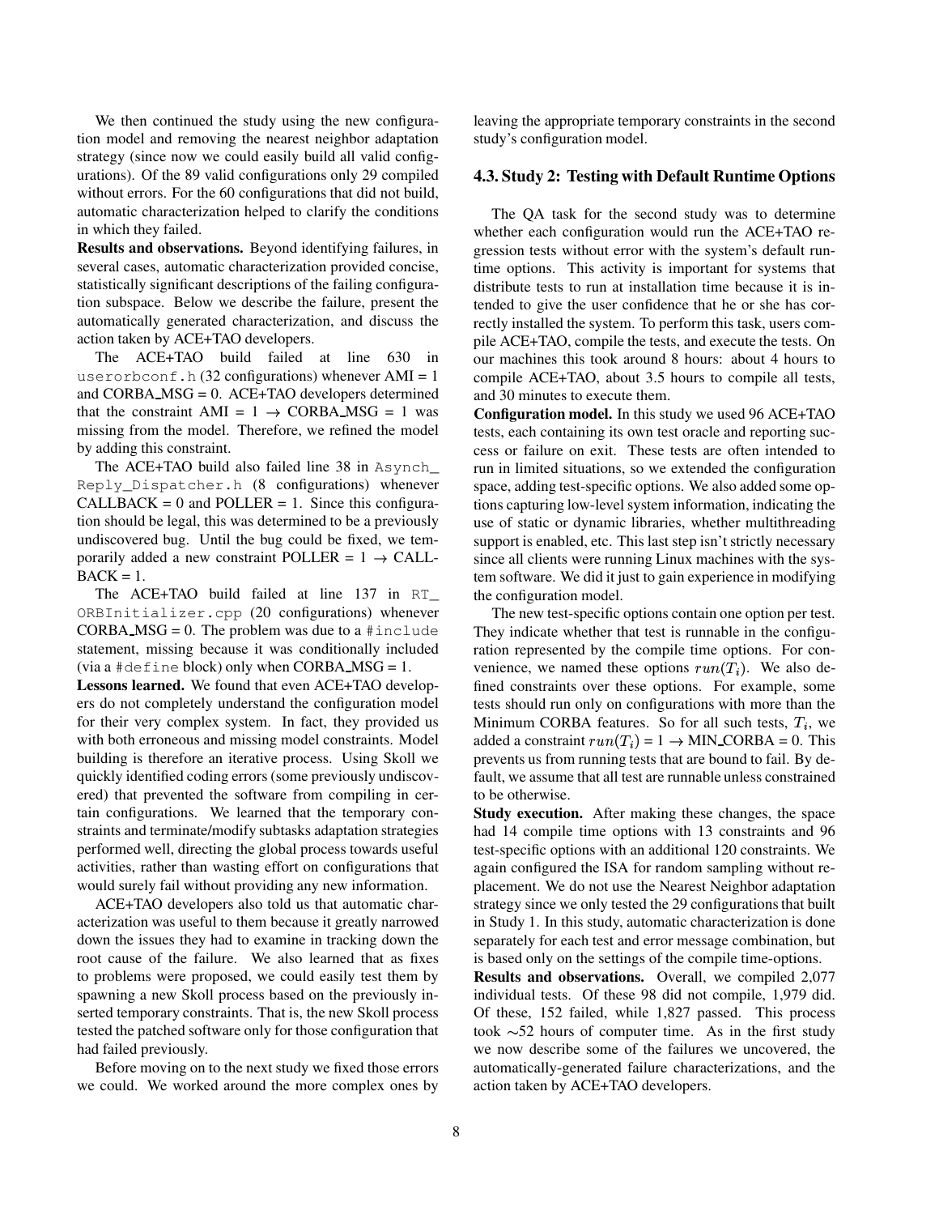We then continued the study using the new configuration model and removing the nearest neighbor adaptation strategy (since now we could easily build all valid configurations). Of the 89 valid configurations only 29 compiled without errors. For the 60 configurations that did not build, automatic characterization helped to clarify the conditions in which they failed.

**Results and observations.** Beyond identifying failures, in several cases, automatic characterization provided concise, statistically significant descriptions of the failing configuration subspace. Below we describe the failure, present the automatically generated characterization, and discuss the action taken by ACE+TAO developers.

The ACE+TAO build failed at line 630 in `userorbconf.h` (32 configurations) whenever AMI = 1 and CORBA_MSG = 0. ACE+TAO developers determined that the constraint AMI = 1 $\rightarrow$ CORBA_MSG = 1 was missing from the model. Therefore, we refined the model by adding this constraint.

The ACE+TAO build also failed line 38 in `Asynch_Reply_Dispatcher.h` (8 configurations) whenever CALLBACK = 0 and POLLER = 1. Since this configuration should be legal, this was determined to be a previously undiscovered bug. Until the bug could be fixed, we temporarily added a new constraint POLLER = 1 $\rightarrow$ CALLBACK = 1.

The ACE+TAO build failed at line 137 in `RT_ORBInitializer.cpp` (20 configurations) whenever CORBA_MSG = 0. The problem was due to a `#include` statement, missing because it was conditionally included (via a `#define` block) only when CORBA_MSG = 1.

**Lessons learned.** We found that even ACE+TAO developers do not completely understand the configuration model for their very complex system. In fact, they provided us with both erroneous and missing model constraints. Model building is therefore an iterative process. Using Skoll we quickly identified coding errors (some previously undiscovered) that prevented the software from compiling in certain configurations. We learned that the temporary constraints and terminate/modify subtasks adaptation strategies performed well, directing the global process towards useful activities, rather than wasting effort on configurations that would surely fail without providing any new information.

ACE+TAO developers also told us that automatic characterization was useful to them because it greatly narrowed down the issues they had to examine in tracking down the root cause of the failure. We also learned that as fixes to problems were proposed, we could easily test them by spawning a new Skoll process based on the previously inserted temporary constraints. That is, the new Skoll process tested the patched software only for those configuration that had failed previously.

Before moving on to the next study we fixed those errors we could. We worked around the more complex ones by leaving the appropriate temporary constraints in the second study's configuration model.

### 4.3. Study 2: Testing with Default Runtime Options

The QA task for the second study was to determine whether each configuration would run the ACE+TAO regression tests without error with the system's default runtime options. This activity is important for systems that distribute tests to run at installation time because it is intended to give the user confidence that he or she has correctly installed the system. To perform this task, users compile ACE+TAO, compile the tests, and execute the tests. On our machines this took around 8 hours: about 4 hours to compile ACE+TAO, about 3.5 hours to compile all tests, and 30 minutes to execute them.

**Configuration model.** In this study we used 96 ACE+TAO tests, each containing its own test oracle and reporting success or failure on exit. These tests are often intended to run in limited situations, so we extended the configuration space, adding test-specific options. We also added some options capturing low-level system information, indicating the use of static or dynamic libraries, whether multithreading support is enabled, etc. This last step isn't strictly necessary since all clients were running Linux machines with the system software. We did it just to gain experience in modifying the configuration model.

The new test-specific options contain one option per test. They indicate whether that test is runnable in the configuration represented by the compile time options. For convenience, we named these options $run(T_i)$. We also defined constraints over these options. For example, some tests should run only on configurations with more than the Minimum CORBA features. So for all such tests, $T_i$, we added a constraint $run(T_i)$ = 1 $\rightarrow$ MIN_CORBA = 0. This prevents us from running tests that are bound to fail. By default, we assume that all test are runnable unless constrained to be otherwise.

**Study execution.** After making these changes, the space had 14 compile time options with 13 constraints and 96 test-specific options with an additional 120 constraints. We again configured the ISA for random sampling without replacement. We do not use the Nearest Neighbor adaptation strategy since we only tested the 29 configurations that built in Study 1. In this study, automatic characterization is done separately for each test and error message combination, but is based only on the settings of the compile time-options.

**Results and observations.** Overall, we compiled 2,077 individual tests. Of these 98 did not compile, 1,979 did. Of these, 152 failed, while 1,827 passed. This process took $\sim$52 hours of computer time. As in the first study we now describe some of the failures we uncovered, the automatically-generated failure characterizations, and the action taken by ACE+TAO developers.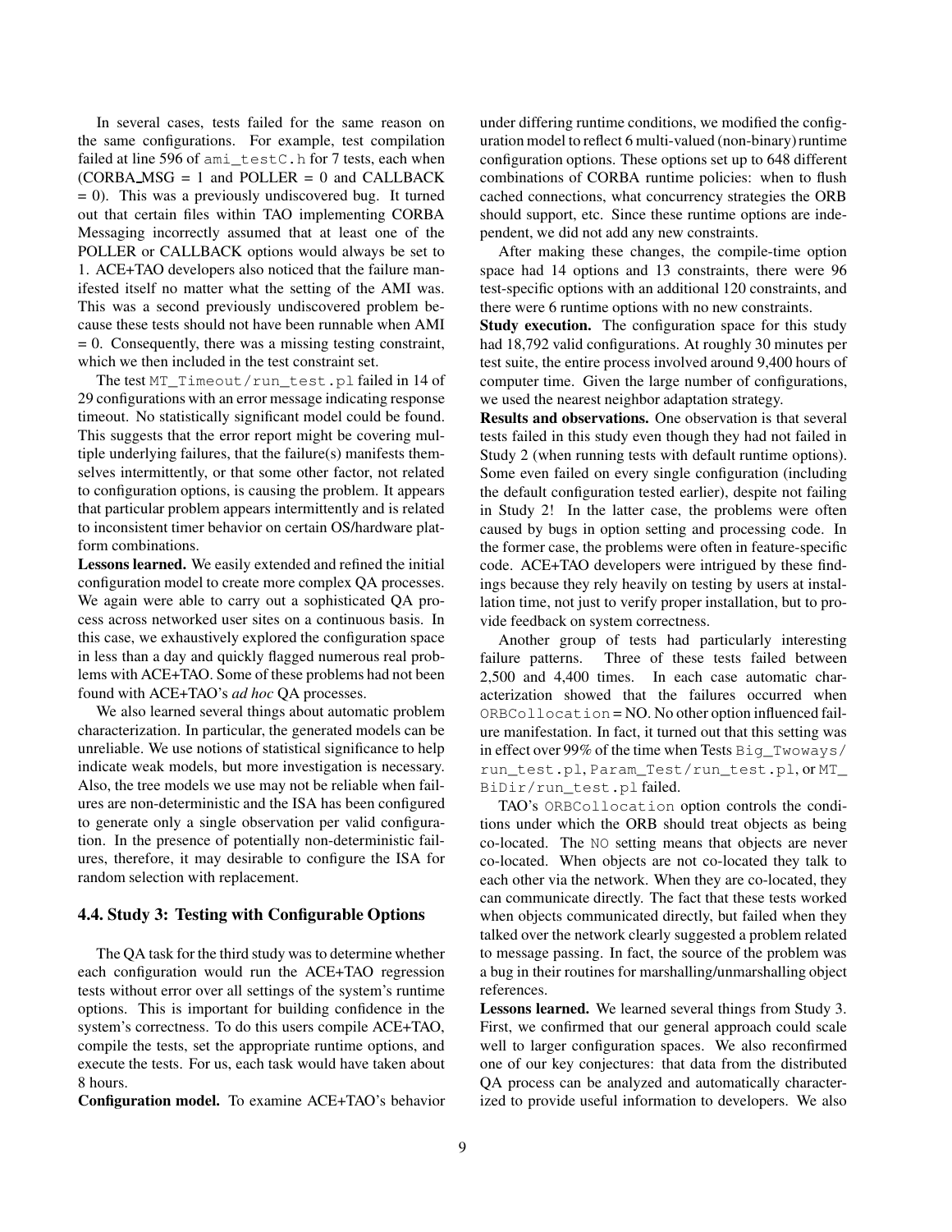In several cases, tests failed for the same reason on the same configurations. For example, test compilation failed at line 596 of `ami_testC.h` for 7 tests, each when (CORBA_MSG = 1 and POLLER = 0 and CALLBACK = 0). This was a previously undiscovered bug. It turned out that certain files within TAO implementing CORBA Messaging incorrectly assumed that at least one of the POLLER or CALLBACK options would always be set to 1. ACE+TAO developers also noticed that the failure manifested itself no matter what the setting of the AMI was. This was a second previously undiscovered problem because these tests should not have been runnable when AMI = 0. Consequently, there was a missing testing constraint, which we then included in the test constraint set.

The test `MT_Timeout/run_test.pl` failed in 14 of 29 configurations with an error message indicating response timeout. No statistically significant model could be found. This suggests that the error report might be covering multiple underlying failures, that the failure(s) manifests themselves intermittently, or that some other factor, not related to configuration options, is causing the problem. It appears that particular problem appears intermittently and is related to inconsistent timer behavior on certain OS/hardware platform combinations.

**Lessons learned.** We easily extended and refined the initial configuration model to create more complex QA processes. We again were able to carry out a sophisticated QA process across networked user sites on a continuous basis. In this case, we exhaustively explored the configuration space in less than a day and quickly flagged numerous real problems with ACE+TAO. Some of these problems had not been found with ACE+TAO's *ad hoc* QA processes.

We also learned several things about automatic problem characterization. In particular, the generated models can be unreliable. We use notions of statistical significance to help indicate weak models, but more investigation is necessary. Also, the tree models we use may not be reliable when failures are non-deterministic and the ISA has been configured to generate only a single observation per valid configuration. In the presence of potentially non-deterministic failures, therefore, it may desirable to configure the ISA for random selection with replacement.

### 4.4. Study 3: Testing with Configurable Options

The QA task for the third study was to determine whether each configuration would run the ACE+TAO regression tests without error over all settings of the system's runtime options. This is important for building confidence in the system's correctness. To do this users compile ACE+TAO, compile the tests, set the appropriate runtime options, and execute the tests. For us, each task would have taken about 8 hours.

**Configuration model.** To examine ACE+TAO's behavior under differing runtime conditions, we modified the configuration model to reflect 6 multi-valued (non-binary) runtime configuration options. These options set up to 648 different combinations of CORBA runtime policies: when to flush cached connections, what concurrency strategies the ORB should support, etc. Since these runtime options are independent, we did not add any new constraints.

After making these changes, the compile-time option space had 14 options and 13 constraints, there were 96 test-specific options with an additional 120 constraints, and there were 6 runtime options with no new constraints.

**Study execution.** The configuration space for this study had 18,792 valid configurations. At roughly 30 minutes per test suite, the entire process involved around 9,400 hours of computer time. Given the large number of configurations, we used the nearest neighbor adaptation strategy.

**Results and observations.** One observation is that several tests failed in this study even though they had not failed in Study 2 (when running tests with default runtime options). Some even failed on every single configuration (including the default configuration tested earlier), despite not failing in Study 2! In the latter case, the problems were often caused by bugs in option setting and processing code. In the former case, the problems were often in feature-specific code. ACE+TAO developers were intrigued by these findings because they rely heavily on testing by users at installation time, not just to verify proper installation, but to provide feedback on system correctness.

Another group of tests had particularly interesting failure patterns. Three of these tests failed between 2,500 and 4,400 times. In each case automatic characterization showed that the failures occurred when `ORBCollocation` = NO. No other option influenced failure manifestation. In fact, it turned out that this setting was in effect over 99% of the time when Tests `Big_Twoways/run_test.pl`, `Param_Test/run_test.pl`, or `MT_BiDir/run_test.pl` failed.

TAO's `ORBCollocation` option controls the conditions under which the ORB should treat objects as being co-located. The `NO` setting means that objects are never co-located. When objects are not co-located they talk to each other via the network. When they are co-located, they can communicate directly. The fact that these tests worked when objects communicated directly, but failed when they talked over the network clearly suggested a problem related to message passing. In fact, the source of the problem was a bug in their routines for marshalling/unmarshalling object references.

**Lessons learned.** We learned several things from Study 3. First, we confirmed that our general approach could scale well to larger configuration spaces. We also reconfirmed one of our key conjectures: that data from the distributed QA process can be analyzed and automatically characterized to provide useful information to developers. We also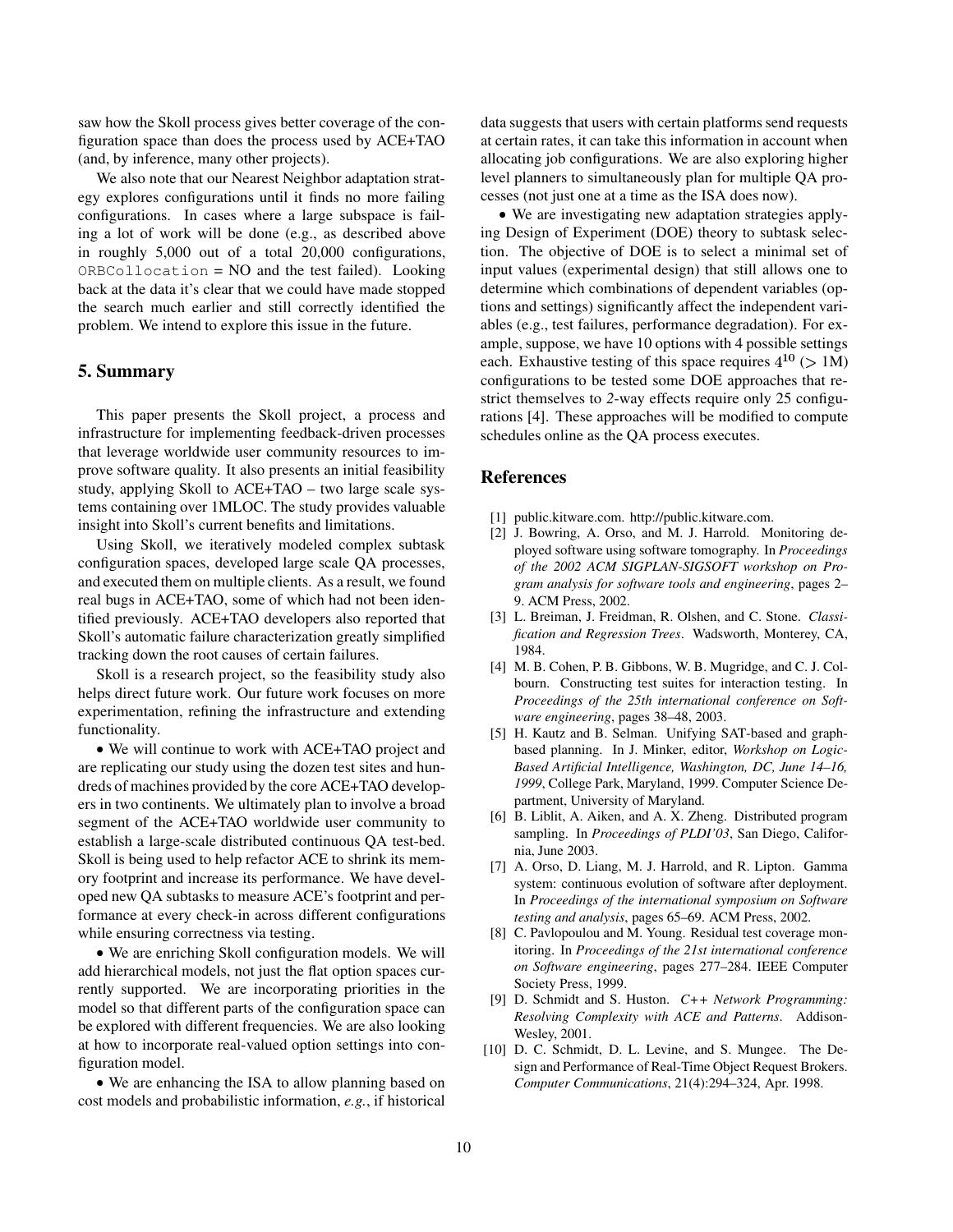saw how the Skoll process gives better coverage of the configuration space than does the process used by ACE+TAO (and, by inference, many other projects).

We also note that our Nearest Neighbor adaptation strategy explores configurations until it finds no more failing configurations. In cases where a large subspace is failing a lot of work will be done (e.g., as described above in roughly 5,000 out of a total 20,000 configurations, `ORBCollocation` = NO and the test failed). Looking back at the data it's clear that we could have made stopped the search much earlier and still correctly identified the problem. We intend to explore this issue in the future.

## 5. Summary

This paper presents the Skoll project, a process and infrastructure for implementing feedback-driven processes that leverage worldwide user community resources to improve software quality. It also presents an initial feasibility study, applying Skoll to ACE+TAO – two large scale systems containing over 1MLOC. The study provides valuable insight into Skoll's current benefits and limitations.

Using Skoll, we iteratively modeled complex subtask configuration spaces, developed large scale QA processes, and executed them on multiple clients. As a result, we found real bugs in ACE+TAO, some of which had not been identified previously. ACE+TAO developers also reported that Skoll's automatic failure characterization greatly simplified tracking down the root causes of certain failures.

Skoll is a research project, so the feasibility study also helps direct future work. Our future work focuses on more experimentation, refining the infrastructure and extending functionality.

- We will continue to work with ACE+TAO project and are replicating our study using the dozen test sites and hundreds of machines provided by the core ACE+TAO developers in two continents. We ultimately plan to involve a broad segment of the ACE+TAO worldwide user community to establish a large-scale distributed continuous QA test-bed. Skoll is being used to help refactor ACE to shrink its memory footprint and increase its performance. We have developed new QA subtasks to measure ACE's footprint and performance at every check-in across different configurations while ensuring correctness via testing.
- We are enriching Skoll configuration models. We will add hierarchical models, not just the flat option spaces currently supported. We are incorporating priorities in the model so that different parts of the configuration space can be explored with different frequencies. We are also looking at how to incorporate real-valued option settings into configuration model.
- We are enhancing the ISA to allow planning based on cost models and probabilistic information, *e.g.*, if historical data suggests that users with certain platforms send requests at certain rates, it can take this information in account when allocating job configurations. We are also exploring higher level planners to simultaneously plan for multiple QA processes (not just one at a time as the ISA does now).
- We are investigating new adaptation strategies applying Design of Experiment (DOE) theory to subtask selection. The objective of DOE is to select a minimal set of input values (experimental design) that still allows one to determine which combinations of dependent variables (options and settings) significantly affect the independent variables (e.g., test failures, performance degradation). For example, suppose, we have 10 options with 4 possible settings each. Exhaustive testing of this space requires $4^{10}$ ($> 1$M) configurations to be tested some DOE approaches that restrict themselves to *2*-way effects require only 25 configurations [4]. These approaches will be modified to compute schedules online as the QA process executes.

## References

[1] public.kitware.com. http://public.kitware.com.

[2] J. Bowring, A. Orso, and M. J. Harrold. Monitoring deployed software using software tomography. In *Proceedings of the 2002 ACM SIGPLAN-SIGSOFT workshop on Program analysis for software tools and engineering*, pages 2–9. ACM Press, 2002.

[3] L. Breiman, J. Freidman, R. Olshen, and C. Stone. *Classification and Regression Trees*. Wadsworth, Monterey, CA, 1984.

[4] M. B. Cohen, P. B. Gibbons, W. B. Mugridge, and C. J. Colbourn. Constructing test suites for interaction testing. In *Proceedings of the 25th international conference on Software engineering*, pages 38–48, 2003.

[5] H. Kautz and B. Selman. Unifying SAT-based and graph-based planning. In J. Minker, editor, *Workshop on Logic-Based Artificial Intelligence, Washington, DC, June 14–16, 1999*, College Park, Maryland, 1999. Computer Science Department, University of Maryland.

[6] B. Liblit, A. Aiken, and A. X. Zheng. Distributed program sampling. In *Proceedings of PLDI'03*, San Diego, California, June 2003.

[7] A. Orso, D. Liang, M. J. Harrold, and R. Lipton. Gamma system: continuous evolution of software after deployment. In *Proceedings of the international symposium on Software testing and analysis*, pages 65–69. ACM Press, 2002.

[8] C. Pavlopoulou and M. Young. Residual test coverage monitoring. In *Proceedings of the 21st international conference on Software engineering*, pages 277–284. IEEE Computer Society Press, 1999.

[9] D. Schmidt and S. Huston. *C++ Network Programming: Resolving Complexity with ACE and Patterns*. Addison-Wesley, 2001.

[10] D. C. Schmidt, D. L. Levine, and S. Mungee. The Design and Performance of Real-Time Object Request Brokers. *Computer Communications*, 21(4):294–324, Apr. 1998.